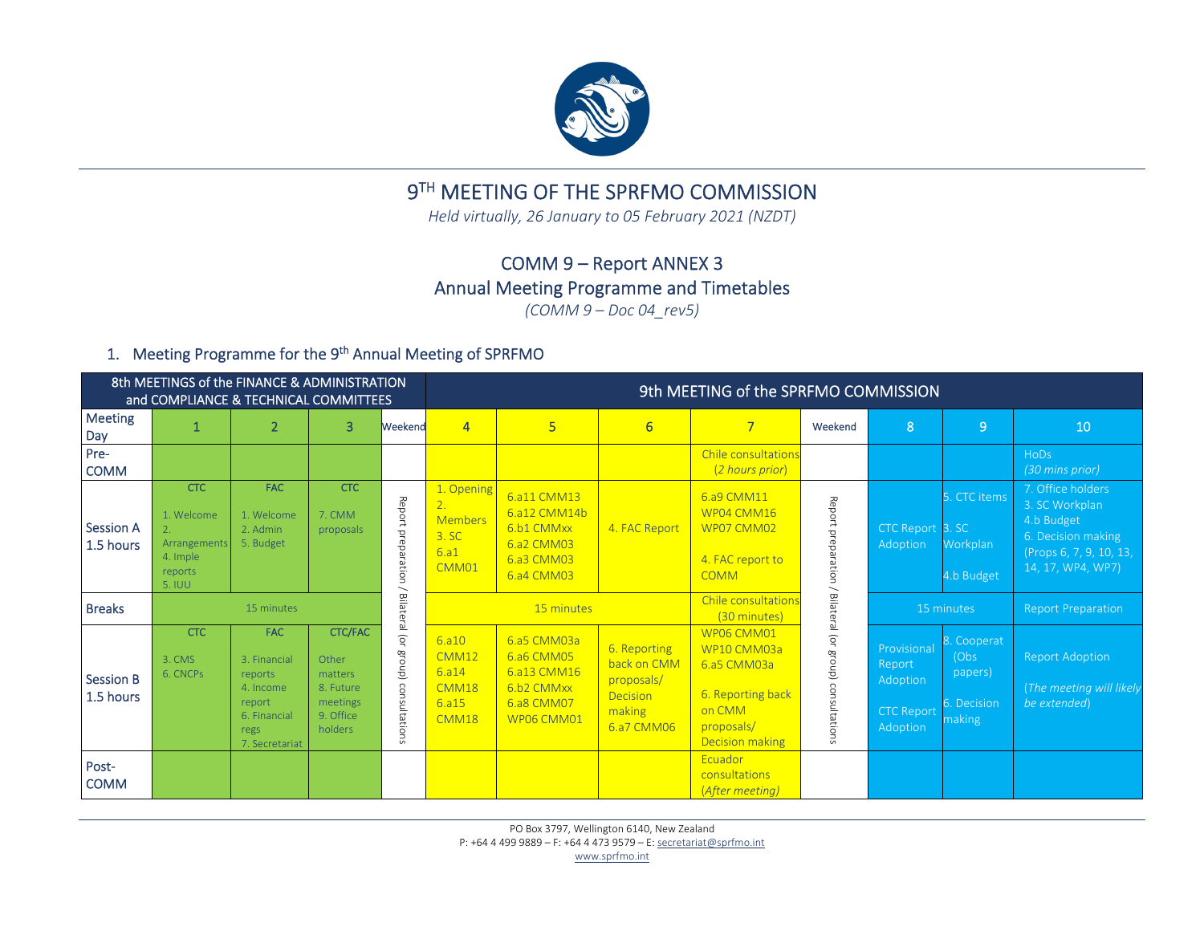# 9TH MEETING OF THE SPRFMO COMMISSION

*Held virtually, 26 January to 05 February 2021 (NZDT)*

## COMM 9 – Report ANNEX 3
## Annual Meeting Programme and Timetables

*(COMM 9 – Doc 04_rev5)*

### 1. Meeting Programme for the 9th Annual Meeting of SPRFMO

| | 8th MEETINGS of the FINANCE & ADMINISTRATION and COMPLIANCE & TECHNICAL COMMITTEES | | | | 9th MEETING of the SPRFMO COMMISSION | | | | | | | |
|---|---|---|---|---|---|---|---|---|---|---|---|---|
| Meeting Day | 1 | 2 | 3 | Weekend | 4 | 5 | 6 | 7 | Weekend | 8 | 9 | 10 |
| Pre-COMM | | | | | | | | Chile consultations (*2 hours prior*) | | | | HoDs (*30 mins prior*) |
| Session A 1.5 hours | CTC<br>1. Welcome<br>2. Arrangements<br>4. Imple reports<br>5. IUU | FAC<br>1. Welcome<br>2. Admin<br>5. Budget | CTC<br>7. CMM proposals | Report preparation / Bilateral (or group) consultations | 1. Opening<br>2. Members<br>3. SC<br>6.a1 CMM01 | 6.a11 CMM13<br>6.a12 CMM14b<br>6.b1 CMMxx<br>6.a2 CMM03<br>6.a3 CMM03<br>6.a4 CMM03 | 4. FAC Report | 6.a9 CMM11<br>WP04 CMM16<br>WP07 CMM02<br>4. FAC report to COMM | Report preparation / Bilateral (or group) consultations | CTC Report Adoption | 5. CTC items<br>3. SC Workplan<br>4.b Budget | 7. Office holders<br>3. SC Workplan<br>4.b Budget<br>6. Decision making (Props 6, 7, 9, 10, 13, 14, 17, WP4, WP7) |
| Breaks | 15 minutes | | | | 15 minutes | | | Chile consultations (30 minutes) | | 15 minutes | | Report Preparation |
| Session B 1.5 hours | CTC<br>3. CMS<br>6. CNCPs | FAC<br>3. Financial reports<br>4. Income report<br>6. Financial regs<br>7. Secretariat | CTC/FAC<br>Other matters<br>8. Future meetings<br>9. Office holders | | 6.a10 CMM12<br>6.a14 CMM18<br>6.a15 CMM18 | 6.a5 CMM03a<br>6.a6 CMM05<br>6.a13 CMM16<br>6.b2 CMMxx<br>6.a8 CMM07<br>WP06 CMM01 | 6. Reporting back on CMM proposals/ Decision making<br>6.a7 CMM06 | WP06 CMM01<br>WP10 CMM03a<br>6.a5 CMM03a<br>6. Reporting back on CMM proposals/ Decision making | | Provisional Report Adoption<br>CTC Report Adoption | 8. Cooperat (Obs papers)<br>6. Decision making | Report Adoption<br>(*The meeting will likely be extended*) |
| Post-COMM | | | | | | | | Ecuador consultations (*After meeting*) | | | | |

PO Box 3797, Wellington 6140, New Zealand
P: +64 4 499 9889 – F: +64 4 473 9579 – E: secretariat@sprfmo.int
www.sprfmo.int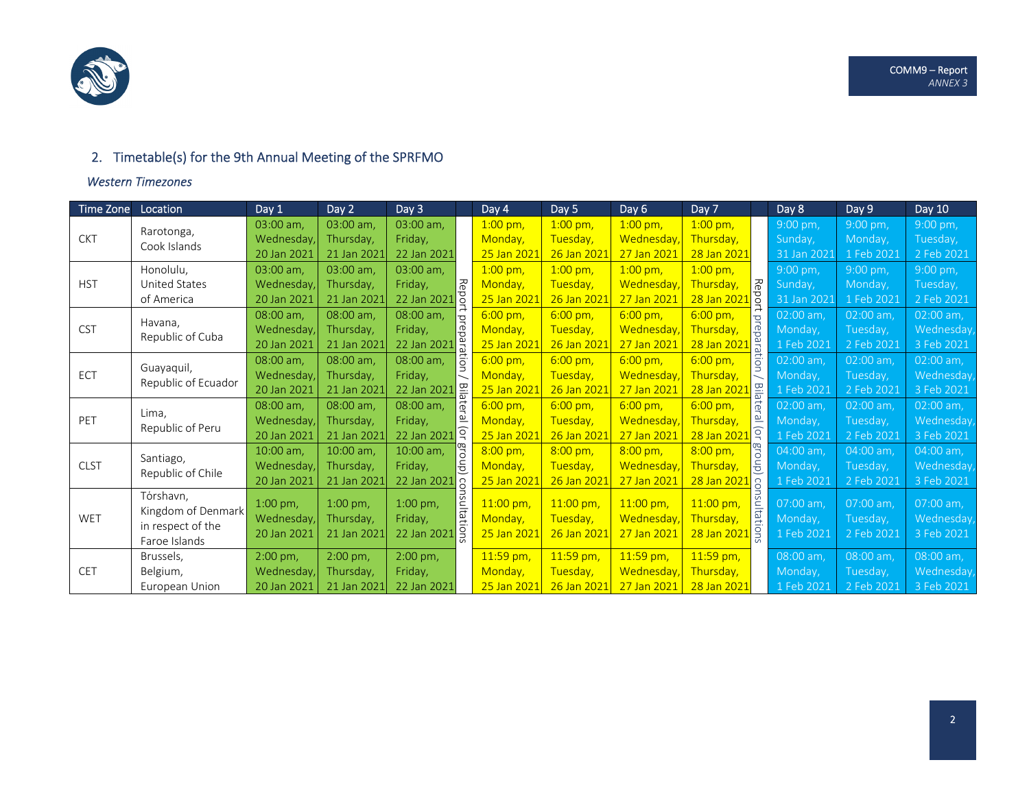## 2. Timetable(s) for the 9th Annual Meeting of the SPRFMO

*Western Timezones*

| Time Zone | Location | Day 1 | Day 2 | Day 3 | | Day 4 | Day 5 | Day 6 | Day 7 | | Day 8 | Day 9 | Day 10 |
|---|---|---|---|---|---|---|---|---|---|---|---|---|---|
| CKT | Rarotonga, Cook Islands | 03:00 am, Wednesday, 20 Jan 2021 | 03:00 am, Thursday, 21 Jan 2021 | 03:00 am, Friday, 22 Jan 2021 | Report preparation / Bilateral (or group) consultations | 1:00 pm, Monday, 25 Jan 2021 | 1:00 pm, Tuesday, 26 Jan 2021 | 1:00 pm, Wednesday, 27 Jan 2021 | 1:00 pm, Thursday, 28 Jan 2021 | Report preparation / Bilateral (or group) consultations | 9:00 pm, Sunday, 31 Jan 2021 | 9:00 pm, Monday, 1 Feb 2021 | 9:00 pm, Tuesday, 2 Feb 2021 |
| HST | Honolulu, United States of America | 03:00 am, Wednesday, 20 Jan 2021 | 03:00 am, Thursday, 21 Jan 2021 | 03:00 am, Friday, 22 Jan 2021 | | 1:00 pm, Monday, 25 Jan 2021 | 1:00 pm, Tuesday, 26 Jan 2021 | 1:00 pm, Wednesday, 27 Jan 2021 | 1:00 pm, Thursday, 28 Jan 2021 | | 9:00 pm, Sunday, 31 Jan 2021 | 9:00 pm, Monday, 1 Feb 2021 | 9:00 pm, Tuesday, 2 Feb 2021 |
| CST | Havana, Republic of Cuba | 08:00 am, Wednesday, 20 Jan 2021 | 08:00 am, Thursday, 21 Jan 2021 | 08:00 am, Friday, 22 Jan 2021 | | 6:00 pm, Monday, 25 Jan 2021 | 6:00 pm, Tuesday, 26 Jan 2021 | 6:00 pm, Wednesday, 27 Jan 2021 | 6:00 pm, Thursday, 28 Jan 2021 | | 02:00 am, Monday, 1 Feb 2021 | 02:00 am, Tuesday, 2 Feb 2021 | 02:00 am, Wednesday, 3 Feb 2021 |
| ECT | Guayaquil, Republic of Ecuador | 08:00 am, Wednesday, 20 Jan 2021 | 08:00 am, Thursday, 21 Jan 2021 | 08:00 am, Friday, 22 Jan 2021 | | 6:00 pm, Monday, 25 Jan 2021 | 6:00 pm, Tuesday, 26 Jan 2021 | 6:00 pm, Wednesday, 27 Jan 2021 | 6:00 pm, Thursday, 28 Jan 2021 | | 02:00 am, Monday, 1 Feb 2021 | 02:00 am, Tuesday, 2 Feb 2021 | 02:00 am, Wednesday, 3 Feb 2021 |
| PET | Lima, Republic of Peru | 08:00 am, Wednesday, 20 Jan 2021 | 08:00 am, Thursday, 21 Jan 2021 | 08:00 am, Friday, 22 Jan 2021 | | 6:00 pm, Monday, 25 Jan 2021 | 6:00 pm, Tuesday, 26 Jan 2021 | 6:00 pm, Wednesday, 27 Jan 2021 | 6:00 pm, Thursday, 28 Jan 2021 | | 02:00 am, Monday, 1 Feb 2021 | 02:00 am, Tuesday, 2 Feb 2021 | 02:00 am, Wednesday, 3 Feb 2021 |
| CLST | Santiago, Republic of Chile | 10:00 am, Wednesday, 20 Jan 2021 | 10:00 am, Thursday, 21 Jan 2021 | 10:00 am, Friday, 22 Jan 2021 | | 8:00 pm, Monday, 25 Jan 2021 | 8:00 pm, Tuesday, 26 Jan 2021 | 8:00 pm, Wednesday, 27 Jan 2021 | 8:00 pm, Thursday, 28 Jan 2021 | | 04:00 am, Monday, 1 Feb 2021 | 04:00 am, Tuesday, 2 Feb 2021 | 04:00 am, Wednesday, 3 Feb 2021 |
| WET | Tòrshavn, Kingdom of Denmark in respect of the Faroe Islands | 1:00 pm, Wednesday, 20 Jan 2021 | 1:00 pm, Thursday, 21 Jan 2021 | 1:00 pm, Friday, 22 Jan 2021 | | 11:00 pm, Monday, 25 Jan 2021 | 11:00 pm, Tuesday, 26 Jan 2021 | 11:00 pm, Wednesday, 27 Jan 2021 | 11:00 pm, Thursday, 28 Jan 2021 | | 07:00 am, Monday, 1 Feb 2021 | 07:00 am, Tuesday, 2 Feb 2021 | 07:00 am, Wednesday, 3 Feb 2021 |
| CET | Brussels, Belgium, European Union | 2:00 pm, Wednesday, 20 Jan 2021 | 2:00 pm, Thursday, 21 Jan 2021 | 2:00 pm, Friday, 22 Jan 2021 | | 11:59 pm, Monday, 25 Jan 2021 | 11:59 pm, Tuesday, 26 Jan 2021 | 11:59 pm, Wednesday, 27 Jan 2021 | 11:59 pm, Thursday, 28 Jan 2021 | | 08:00 am, Monday, 1 Feb 2021 | 08:00 am, Tuesday, 2 Feb 2021 | 08:00 am, Wednesday, 3 Feb 2021 |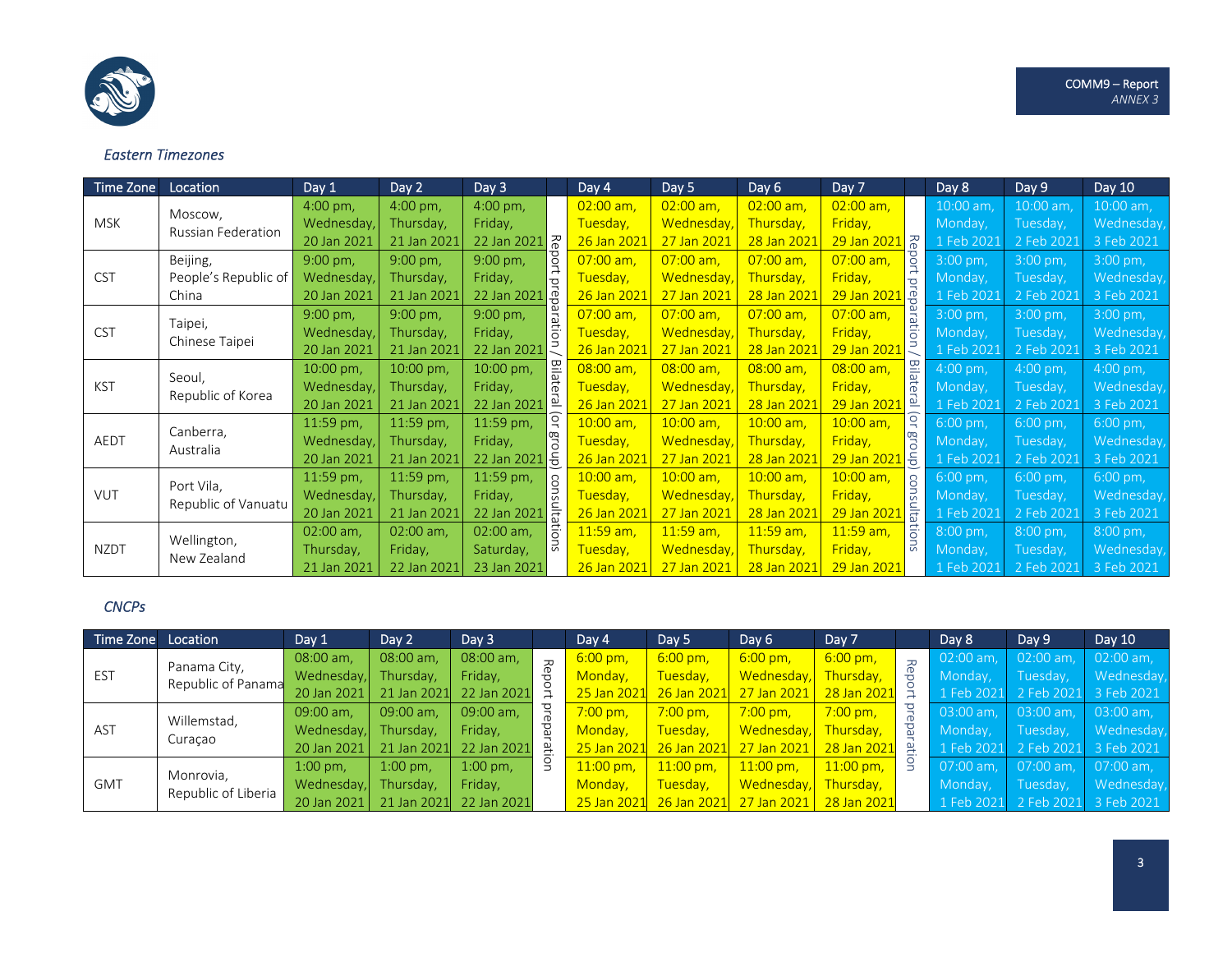*Eastern Timezones*

| Time Zone | Location | Day 1 | Day 2 | Day 3 | | Day 4 | Day 5 | Day 6 | Day 7 | | Day 8 | Day 9 | Day 10 |
|---|---|---|---|---|---|---|---|---|---|---|---|---|---|
| MSK | Moscow, Russian Federation | 4:00 pm, Wednesday, 20 Jan 2021 | 4:00 pm, Thursday, 21 Jan 2021 | 4:00 pm, Friday, 22 Jan 2021 | Report preparation / Bilateral (or group) consultations | 02:00 am, Tuesday, 26 Jan 2021 | 02:00 am, Wednesday, 27 Jan 2021 | 02:00 am, Thursday, 28 Jan 2021 | 02:00 am, Friday, 29 Jan 2021 | Report preparation / Bilateral (or group) consultations | 10:00 am, Monday, 1 Feb 2021 | 10:00 am, Tuesday, 2 Feb 2021 | 10:00 am, Wednesday, 3 Feb 2021 |
| CST | Beijing, People's Republic of China | 9:00 pm, Wednesday, 20 Jan 2021 | 9:00 pm, Thursday, 21 Jan 2021 | 9:00 pm, Friday, 22 Jan 2021 | | 07:00 am, Tuesday, 26 Jan 2021 | 07:00 am, Wednesday, 27 Jan 2021 | 07:00 am, Thursday, 28 Jan 2021 | 07:00 am, Friday, 29 Jan 2021 | | 3:00 pm, Monday, 1 Feb 2021 | 3:00 pm, Tuesday, 2 Feb 2021 | 3:00 pm, Wednesday, 3 Feb 2021 |
| CST | Taipei, Chinese Taipei | 9:00 pm, Wednesday, 20 Jan 2021 | 9:00 pm, Thursday, 21 Jan 2021 | 9:00 pm, Friday, 22 Jan 2021 | | 07:00 am, Tuesday, 26 Jan 2021 | 07:00 am, Wednesday, 27 Jan 2021 | 07:00 am, Thursday, 28 Jan 2021 | 07:00 am, Friday, 29 Jan 2021 | | 3:00 pm, Monday, 1 Feb 2021 | 3:00 pm, Tuesday, 2 Feb 2021 | 3:00 pm, Wednesday, 3 Feb 2021 |
| KST | Seoul, Republic of Korea | 10:00 pm, Wednesday, 20 Jan 2021 | 10:00 pm, Thursday, 21 Jan 2021 | 10:00 pm, Friday, 22 Jan 2021 | | 08:00 am, Tuesday, 26 Jan 2021 | 08:00 am, Wednesday, 27 Jan 2021 | 08:00 am, Thursday, 28 Jan 2021 | 08:00 am, Friday, 29 Jan 2021 | | 4:00 pm, Monday, 1 Feb 2021 | 4:00 pm, Tuesday, 2 Feb 2021 | 4:00 pm, Wednesday, 3 Feb 2021 |
| AEDT | Canberra, Australia | 11:59 pm, Wednesday, 20 Jan 2021 | 11:59 pm, Thursday, 21 Jan 2021 | 11:59 pm, Friday, 22 Jan 2021 | | 10:00 am, Tuesday, 26 Jan 2021 | 10:00 am, Wednesday, 27 Jan 2021 | 10:00 am, Thursday, 28 Jan 2021 | 10:00 am, Friday, 29 Jan 2021 | | 6:00 pm, Monday, 1 Feb 2021 | 6:00 pm, Tuesday, 2 Feb 2021 | 6:00 pm, Wednesday, 3 Feb 2021 |
| VUT | Port Vila, Republic of Vanuatu | 11:59 pm, Wednesday, 20 Jan 2021 | 11:59 pm, Thursday, 21 Jan 2021 | 11:59 pm, Friday, 22 Jan 2021 | | 10:00 am, Tuesday, 26 Jan 2021 | 10:00 am, Wednesday, 27 Jan 2021 | 10:00 am, Thursday, 28 Jan 2021 | 10:00 am, Friday, 29 Jan 2021 | | 6:00 pm, Monday, 1 Feb 2021 | 6:00 pm, Tuesday, 2 Feb 2021 | 6:00 pm, Wednesday, 3 Feb 2021 |
| NZDT | Wellington, New Zealand | 02:00 am, Thursday, 21 Jan 2021 | 02:00 am, Friday, 22 Jan 2021 | 02:00 am, Saturday, 23 Jan 2021 | | 11:59 am, Tuesday, 26 Jan 2021 | 11:59 am, Wednesday, 27 Jan 2021 | 11:59 am, Thursday, 28 Jan 2021 | 11:59 am, Friday, 29 Jan 2021 | | 8:00 pm, Monday, 1 Feb 2021 | 8:00 pm, Tuesday, 2 Feb 2021 | 8:00 pm, Wednesday, 3 Feb 2021 |

*CNCPs*

| Time Zone | Location | Day 1 | Day 2 | Day 3 | | Day 4 | Day 5 | Day 6 | Day 7 | | Day 8 | Day 9 | Day 10 |
|---|---|---|---|---|---|---|---|---|---|---|---|---|---|
| EST | Panama City, Republic of Panama | 08:00 am, Wednesday, 20 Jan 2021 | 08:00 am, Thursday, 21 Jan 2021 | 08:00 am, Friday, 22 Jan 2021 | Report preparation | 6:00 pm, Monday, 25 Jan 2021 | 6:00 pm, Tuesday, 26 Jan 2021 | 6:00 pm, Wednesday, 27 Jan 2021 | 6:00 pm, Thursday, 28 Jan 2021 | Report preparation | 02:00 am, Monday, 1 Feb 2021 | 02:00 am, Tuesday, 2 Feb 2021 | 02:00 am, Wednesday, 3 Feb 2021 |
| AST | Willemstad, Curaçao | 09:00 am, Wednesday, 20 Jan 2021 | 09:00 am, Thursday, 21 Jan 2021 | 09:00 am, Friday, 22 Jan 2021 | | 7:00 pm, Monday, 25 Jan 2021 | 7:00 pm, Tuesday, 26 Jan 2021 | 7:00 pm, Wednesday, 27 Jan 2021 | 7:00 pm, Thursday, 28 Jan 2021 | | 03:00 am, Monday, 1 Feb 2021 | 03:00 am, Tuesday, 2 Feb 2021 | 03:00 am, Wednesday, 3 Feb 2021 |
| GMT | Monrovia, Republic of Liberia | 1:00 pm, Wednesday, 20 Jan 2021 | 1:00 pm, Thursday, 21 Jan 2021 | 1:00 pm, Friday, 22 Jan 2021 | | 11:00 pm, Monday, 25 Jan 2021 | 11:00 pm, Tuesday, 26 Jan 2021 | 11:00 pm, Wednesday, 27 Jan 2021 | 11:00 pm, Thursday, 28 Jan 2021 | | 07:00 am, Monday, 1 Feb 2021 | 07:00 am, Tuesday, 2 Feb 2021 | 07:00 am, Wednesday, 3 Feb 2021 |